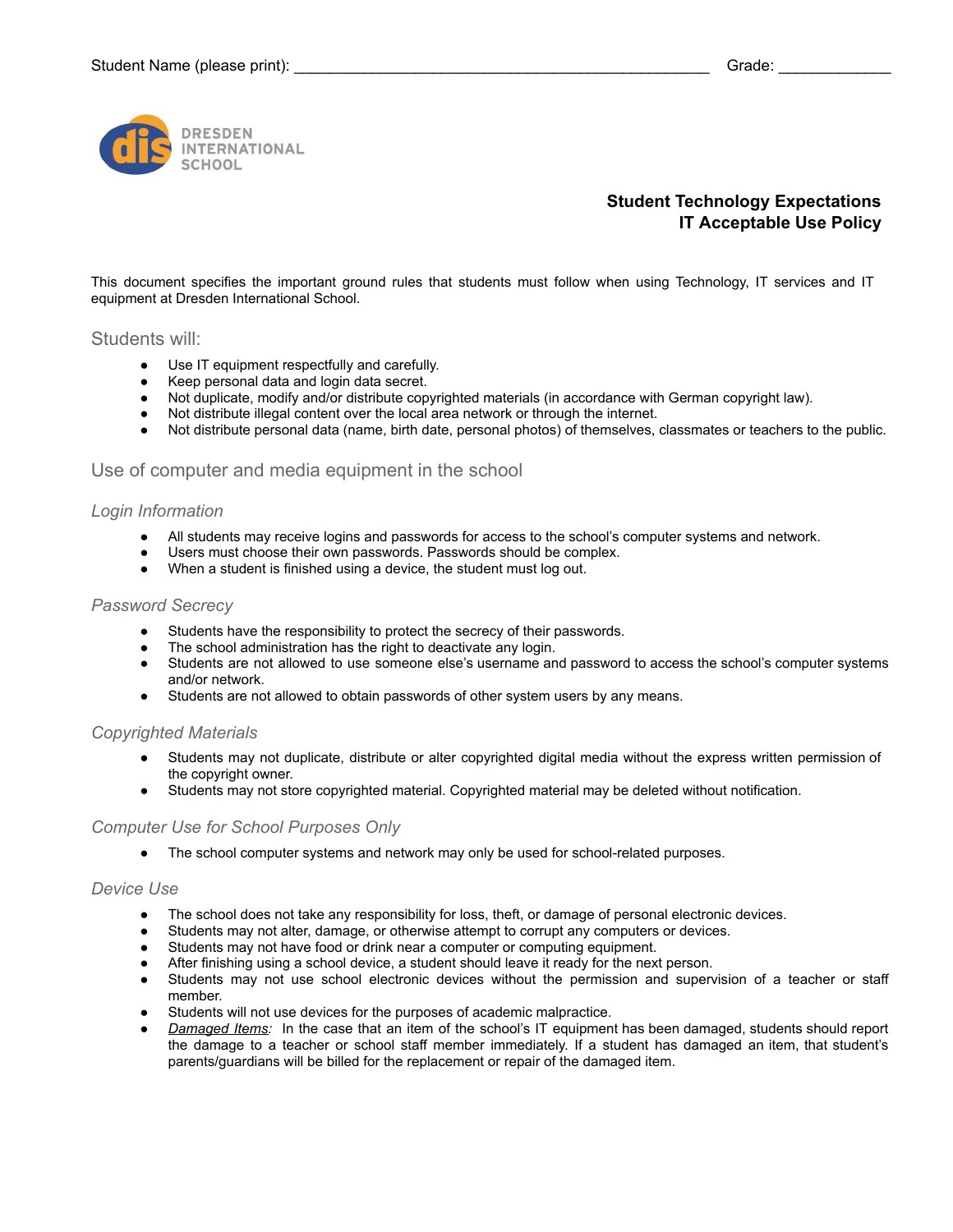Student Name (please print): ______________________________________________ Grade: ____________

DRESDEN INTERNATIONAL SCHOOL

# Student Technology Expectations
# IT Acceptable Use Policy

This document specifies the important ground rules that students must follow when using Technology, IT services and IT equipment at Dresden International School.

## Students will:

- Use IT equipment respectfully and carefully.
- Keep personal data and login data secret.
- Not duplicate, modify and/or distribute copyrighted materials (in accordance with German copyright law).
- Not distribute illegal content over the local area network or through the internet.
- Not distribute personal data (name, birth date, personal photos) of themselves, classmates or teachers to the public.

## Use of computer and media equipment in the school

### *Login Information*

- All students may receive logins and passwords for access to the school's computer systems and network.
- Users must choose their own passwords. Passwords should be complex.
- When a student is finished using a device, the student must log out.

### *Password Secrecy*

- Students have the responsibility to protect the secrecy of their passwords.
- The school administration has the right to deactivate any login.
- Students are not allowed to use someone else's username and password to access the school's computer systems and/or network.
- Students are not allowed to obtain passwords of other system users by any means.

### *Copyrighted Materials*

- Students may not duplicate, distribute or alter copyrighted digital media without the express written permission of the copyright owner.
- Students may not store copyrighted material. Copyrighted material may be deleted without notification.

### *Computer Use for School Purposes Only*

- The school computer systems and network may only be used for school-related purposes.

### *Device Use*

- The school does not take any responsibility for loss, theft, or damage of personal electronic devices.
- Students may not alter, damage, or otherwise attempt to corrupt any computers or devices.
- Students may not have food or drink near a computer or computing equipment.
- After finishing using a school device, a student should leave it ready for the next person.
- Students may not use school electronic devices without the permission and supervision of a teacher or staff member.
- Students will not use devices for the purposes of academic malpractice.
- *Damaged Items:* In the case that an item of the school's IT equipment has been damaged, students should report the damage to a teacher or school staff member immediately. If a student has damaged an item, that student's parents/guardians will be billed for the replacement or repair of the damaged item.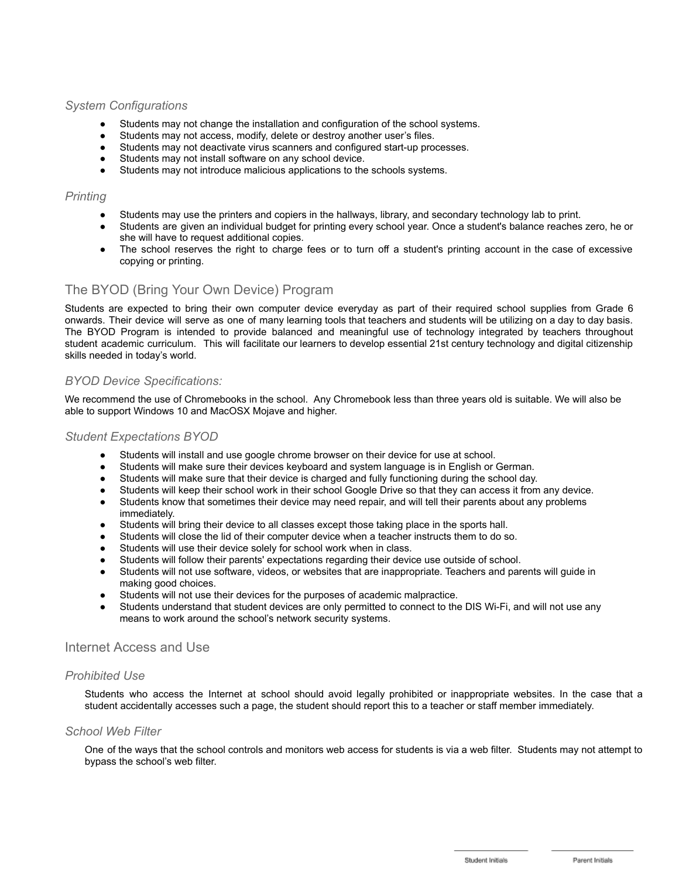### *System Configurations*

- Students may not change the installation and configuration of the school systems.
- Students may not access, modify, delete or destroy another user's files.
- Students may not deactivate virus scanners and configured start-up processes.
- Students may not install software on any school device.
- Students may not introduce malicious applications to the schools systems.

### *Printing*

- Students may use the printers and copiers in the hallways, library, and secondary technology lab to print.
- Students are given an individual budget for printing every school year. Once a student's balance reaches zero, he or she will have to request additional copies.
- The school reserves the right to charge fees or to turn off a student's printing account in the case of excessive copying or printing.

## The BYOD (Bring Your Own Device) Program

Students are expected to bring their own computer device everyday as part of their required school supplies from Grade 6 onwards. Their device will serve as one of many learning tools that teachers and students will be utilizing on a day to day basis. The BYOD Program is intended to provide balanced and meaningful use of technology integrated by teachers throughout student academic curriculum. This will facilitate our learners to develop essential 21st century technology and digital citizenship skills needed in today's world.

### *BYOD Device Specifications:*

We recommend the use of Chromebooks in the school. Any Chromebook less than three years old is suitable. We will also be able to support Windows 10 and MacOSX Mojave and higher.

### *Student Expectations BYOD*

- Students will install and use google chrome browser on their device for use at school.
- Students will make sure their devices keyboard and system language is in English or German.
- Students will make sure that their device is charged and fully functioning during the school day.
- Students will keep their school work in their school Google Drive so that they can access it from any device.
- Students know that sometimes their device may need repair, and will tell their parents about any problems immediately.
- Students will bring their device to all classes except those taking place in the sports hall.
- Students will close the lid of their computer device when a teacher instructs them to do so.
- Students will use their device solely for school work when in class.
- Students will follow their parents' expectations regarding their device use outside of school.
- Students will not use software, videos, or websites that are inappropriate. Teachers and parents will guide in making good choices.
- Students will not use their devices for the purposes of academic malpractice.
- Students understand that student devices are only permitted to connect to the DIS Wi-Fi, and will not use any means to work around the school's network security systems.

## Internet Access and Use

### *Prohibited Use*

Students who access the Internet at school should avoid legally prohibited or inappropriate websites. In the case that a student accidentally accesses such a page, the student should report this to a teacher or staff member immediately.

### *School Web Filter*

One of the ways that the school controls and monitors web access for students is via a web filter. Students may not attempt to bypass the school's web filter.

\_\_\_\_\_\_\_\_\_\_\_\_\_\_ Student Initials    \_\_\_\_\_\_\_\_\_\_\_\_\_\_ Parent Initials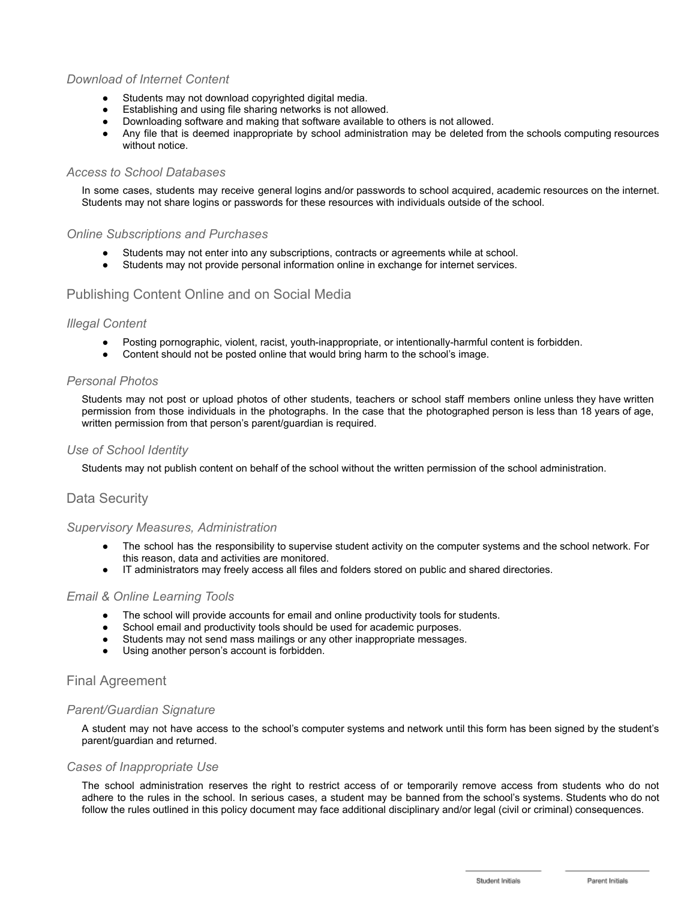### *Download of Internet Content*

- Students may not download copyrighted digital media.
- Establishing and using file sharing networks is not allowed.
- Downloading software and making that software available to others is not allowed.
- Any file that is deemed inappropriate by school administration may be deleted from the schools computing resources without notice.

### *Access to School Databases*

In some cases, students may receive general logins and/or passwords to school acquired, academic resources on the internet. Students may not share logins or passwords for these resources with individuals outside of the school.

### *Online Subscriptions and Purchases*

- Students may not enter into any subscriptions, contracts or agreements while at school.
- Students may not provide personal information online in exchange for internet services.

## Publishing Content Online and on Social Media

### *Illegal Content*

- Posting pornographic, violent, racist, youth-inappropriate, or intentionally-harmful content is forbidden.
- Content should not be posted online that would bring harm to the school's image.

### *Personal Photos*

Students may not post or upload photos of other students, teachers or school staff members online unless they have written permission from those individuals in the photographs. In the case that the photographed person is less than 18 years of age, written permission from that person's parent/guardian is required.

### *Use of School Identity*

Students may not publish content on behalf of the school without the written permission of the school administration.

## Data Security

### *Supervisory Measures, Administration*

- The school has the responsibility to supervise student activity on the computer systems and the school network. For this reason, data and activities are monitored.
- IT administrators may freely access all files and folders stored on public and shared directories.

### *Email & Online Learning Tools*

- The school will provide accounts for email and online productivity tools for students.
- School email and productivity tools should be used for academic purposes.
- Students may not send mass mailings or any other inappropriate messages.
- Using another person's account is forbidden.

## Final Agreement

### *Parent/Guardian Signature*

A student may not have access to the school's computer systems and network until this form has been signed by the student's parent/guardian and returned.

### *Cases of Inappropriate Use*

The school administration reserves the right to restrict access of or temporarily remove access from students who do not adhere to the rules in the school. In serious cases, a student may be banned from the school's systems. Students who do not follow the rules outlined in this policy document may face additional disciplinary and/or legal (civil or criminal) consequences.

\_\_\_\_\_\_\_\_\_\_\_\_\_\_\_ Student Initials &nbsp;&nbsp;&nbsp; \_\_\_\_\_\_\_\_\_\_\_\_\_\_\_ Parent Initials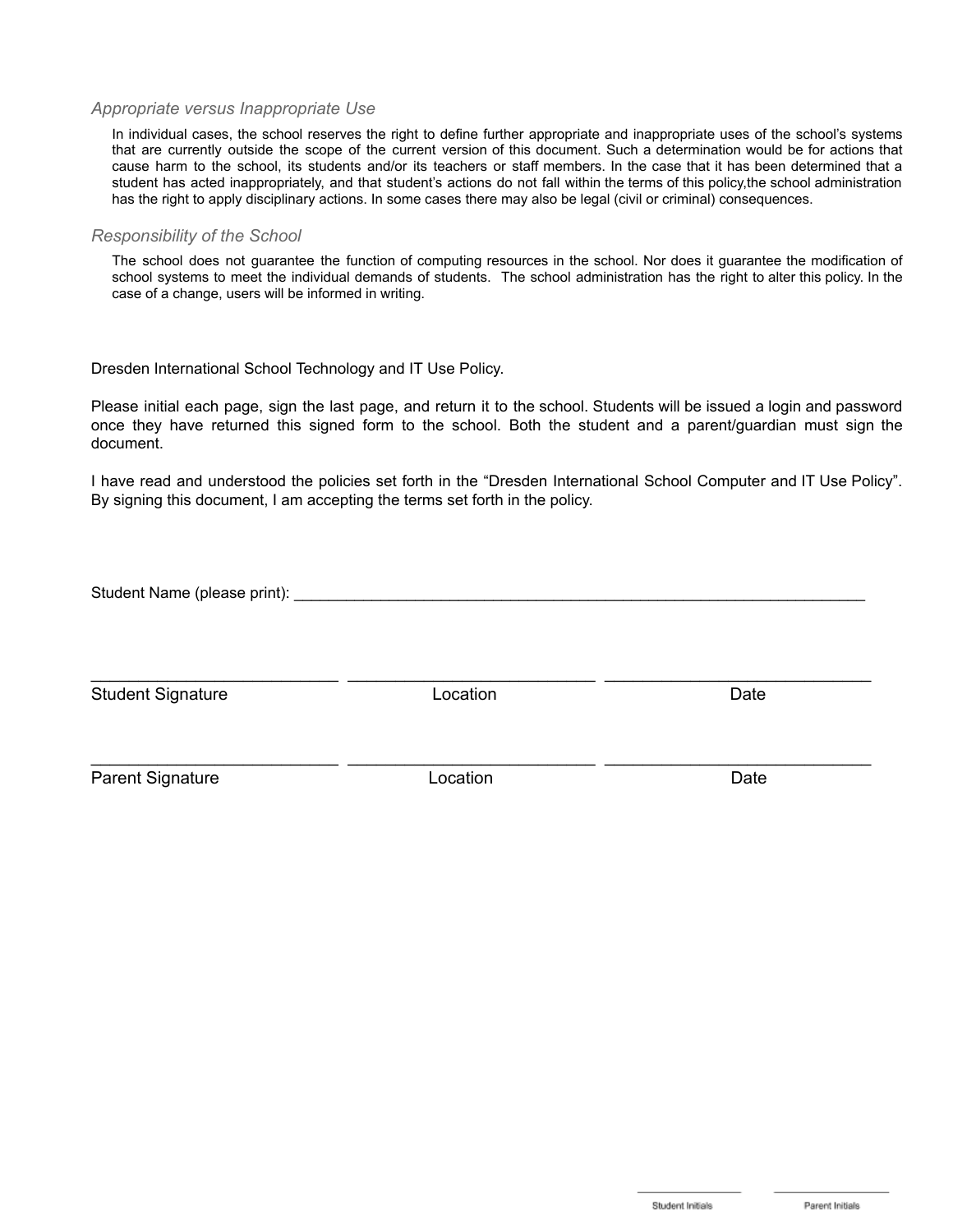### *Appropriate versus Inappropriate Use*

In individual cases, the school reserves the right to define further appropriate and inappropriate uses of the school's systems that are currently outside the scope of the current version of this document. Such a determination would be for actions that cause harm to the school, its students and/or its teachers or staff members. In the case that it has been determined that a student has acted inappropriately, and that student's actions do not fall within the terms of this policy,the school administration has the right to apply disciplinary actions. In some cases there may also be legal (civil or criminal) consequences.

### *Responsibility of the School*

The school does not guarantee the function of computing resources in the school. Nor does it guarantee the modification of school systems to meet the individual demands of students. The school administration has the right to alter this policy. In the case of a change, users will be informed in writing.

Dresden International School Technology and IT Use Policy.

Please initial each page, sign the last page, and return it to the school. Students will be issued a login and password once they have returned this signed form to the school. Both the student and a parent/guardian must sign the document.

I have read and understood the policies set forth in the "Dresden International School Computer and IT Use Policy". By signing this document, I am accepting the terms set forth in the policy.

Student Name (please print): ______________________________________________________________________

___________________________ ___________________________ ______________________________
Student Signature Location Date

___________________________ ___________________________ ______________________________
Parent Signature Location Date

_______________ _______________
Student Initials Parent Initials